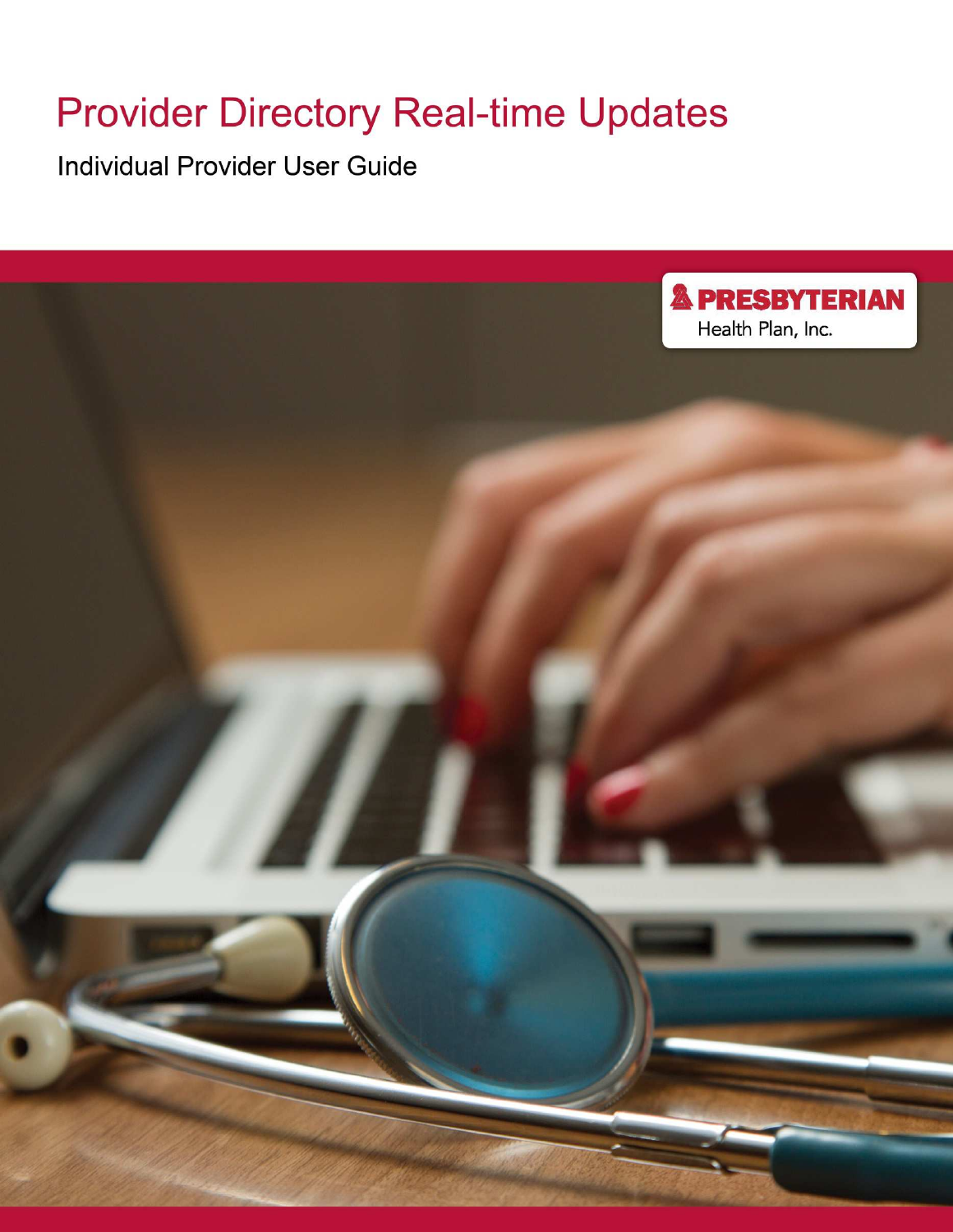# Provider Directory Real-time Updates

## Individual Provider User Guide

PRESBYTERIAN Health Plan, Inc.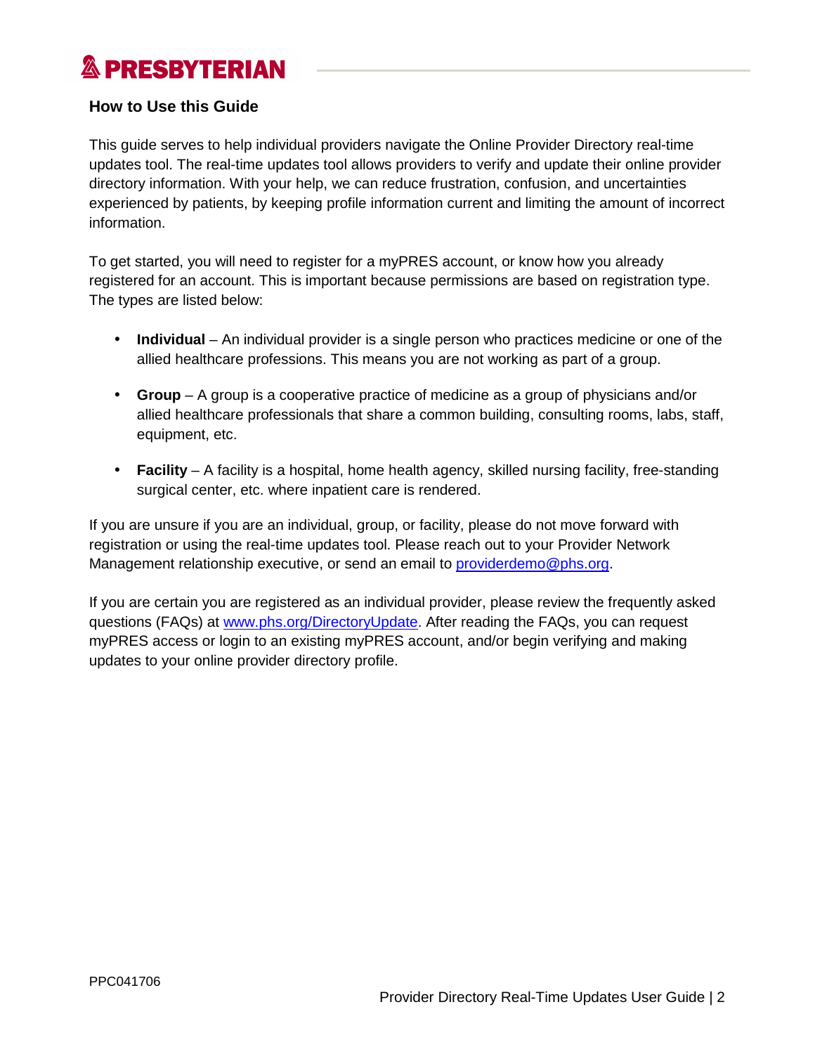## How to Use this Guide

This guide serves to help individual providers navigate the Online Provider Directory real-time updates tool. The real-time updates tool allows providers to verify and update their online provider directory information. With your help, we can reduce frustration, confusion, and uncertainties experienced by patients, by keeping profile information current and limiting the amount of incorrect information.

To get started, you will need to register for a myPRES account, or know how you already registered for an account. This is important because permissions are based on registration type. The types are listed below:

- **Individual** – An individual provider is a single person who practices medicine or one of the allied healthcare professions. This means you are not working as part of a group.
- **Group** – A group is a cooperative practice of medicine as a group of physicians and/or allied healthcare professionals that share a common building, consulting rooms, labs, staff, equipment, etc.
- **Facility** – A facility is a hospital, home health agency, skilled nursing facility, free-standing surgical center, etc. where inpatient care is rendered.

If you are unsure if you are an individual, group, or facility, please do not move forward with registration or using the real-time updates tool. Please reach out to your Provider Network Management relationship executive, or send an email to providerdemo@phs.org.

If you are certain you are registered as an individual provider, please review the frequently asked questions (FAQs) at www.phs.org/DirectoryUpdate. After reading the FAQs, you can request myPRES access or login to an existing myPRES account, and/or begin verifying and making updates to your online provider directory profile.

PPC041706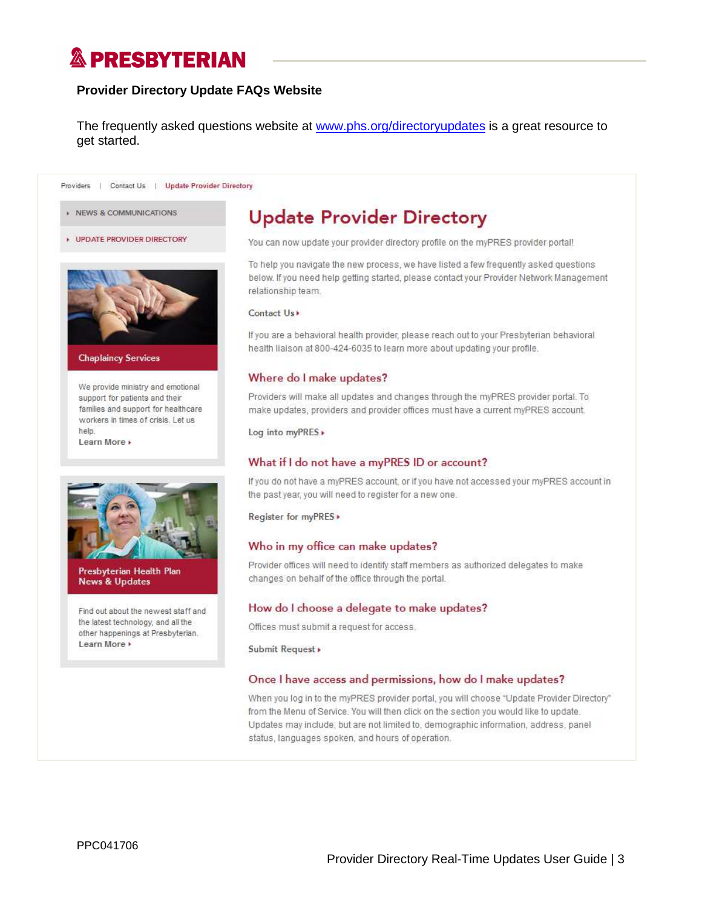**Provider Directory Update FAQs Website**

The frequently asked questions website at [www.phs.org/directoryupdates](http://www.phs.org/directoryupdates) is a great resource to get started.

Providers | Contact Us | Update Provider Directory

- NEWS & COMMUNICATIONS
- UPDATE PROVIDER DIRECTORY

**Chaplaincy Services**

We provide ministry and emotional support for patients and their families and support for healthcare workers in times of crisis. Let us help.

Learn More ▸

**Presbyterian Health Plan News & Updates**

Find out about the newest staff and the latest technology, and all the other happenings at Presbyterian.

Learn More ▸

# Update Provider Directory

You can now update your provider directory profile on the myPRES provider portal!

To help you navigate the new process, we have listed a few frequently asked questions below. If you need help getting started, please contact your Provider Network Management relationship team.

Contact Us ▸

If you are a behavioral health provider, please reach out to your Presbyterian behavioral health liaison at 800-424-6035 to learn more about updating your profile.

## Where do I make updates?

Providers will make all updates and changes through the myPRES provider portal. To make updates, providers and provider offices must have a current myPRES account.

Log into myPRES ▸

## What if I do not have a myPRES ID or account?

If you do not have a myPRES account, or if you have not accessed your myPRES account in the past year, you will need to register for a new one.

Register for myPRES ▸

## Who in my office can make updates?

Provider offices will need to identify staff members as authorized delegates to make changes on behalf of the office through the portal.

## How do I choose a delegate to make updates?

Offices must submit a request for access.

Submit Request ▸

## Once I have access and permissions, how do I make updates?

When you log in to the myPRES provider portal, you will choose "Update Provider Directory" from the Menu of Service. You will then click on the section you would like to update. Updates may include, but are not limited to, demographic information, address, panel status, languages spoken, and hours of operation.

PPC041706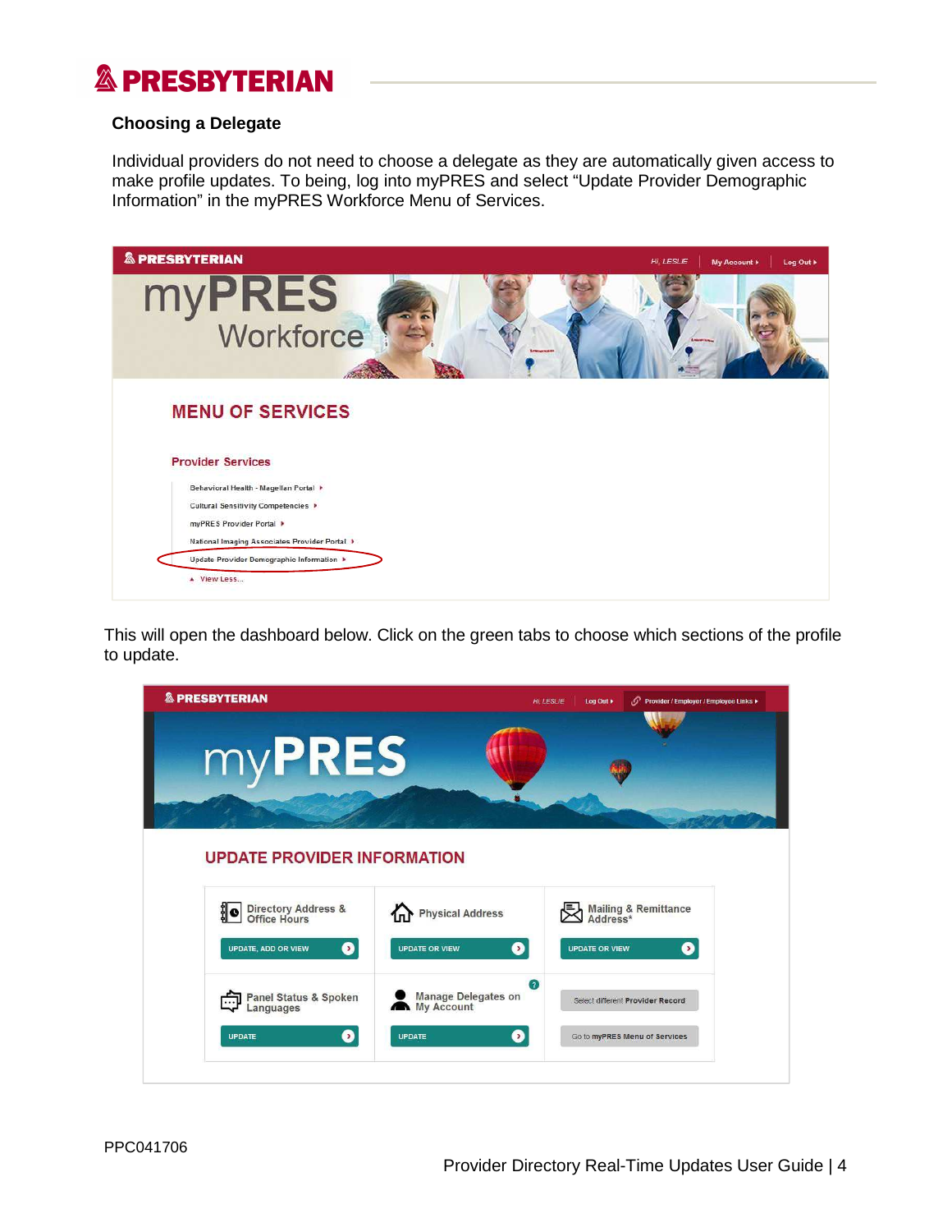### Choosing a Delegate

Individual providers do not need to choose a delegate as they are automatically given access to make profile updates. To being, log into myPRES and select "Update Provider Demographic Information" in the myPRES Workforce Menu of Services.

This will open the dashboard below. Click on the green tabs to choose which sections of the profile to update.

PPC041706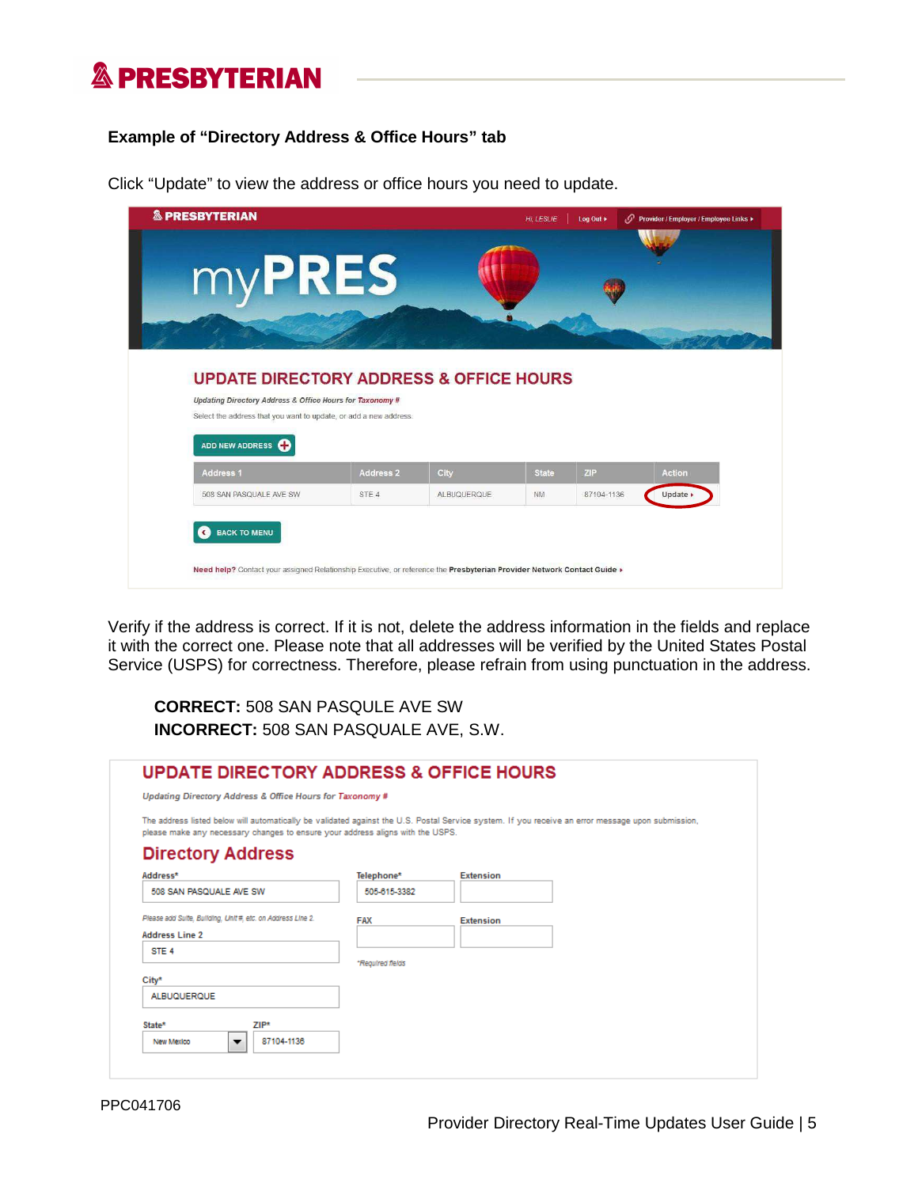**Example of "Directory Address & Office Hours" tab**

Click "Update" to view the address or office hours you need to update.

PRESBYTERIAN | Hi, LESLIE | Log Out ▸ | Provider / Employer / Employee Links ▸

myPRES

## UPDATE DIRECTORY ADDRESS & OFFICE HOURS

*Updating Directory Address & Office Hours for Taxonomy #*

Select the address that you want to update, or add a new address.

ADD NEW ADDRESS

| Address 1 | Address 2 | City | State | ZIP | Action |
|---|---|---|---|---|---|
| 508 SAN PASQUALE AVE SW | STE 4 | ALBUQUERQUE | NM | 87104-1136 | Update ▸ |

BACK TO MENU

**Need help?** Contact your assigned Relationship Executive, or reference the **Presbyterian Provider Network Contact Guide ▸**

Verify if the address is correct. If it is not, delete the address information in the fields and replace it with the correct one. Please note that all addresses will be verified by the United States Postal Service (USPS) for correctness. Therefore, please refrain from using punctuation in the address.

**CORRECT:** 508 SAN PASQULE AVE SW
**INCORRECT:** 508 SAN PASQUALE AVE, S.W.

## UPDATE DIRECTORY ADDRESS & OFFICE HOURS

*Updating Directory Address & Office Hours for Taxonomy #*

The address listed below will automatically be validated against the U.S. Postal Service system. If you receive an error message upon submission, please make any necessary changes to ensure your address aligns with the USPS.

### Directory Address

Address*: 508 SAN PASQUALE AVE SW

*Please add Suite, Building, Unit #, etc. on Address Line 2.*

Address Line 2: STE 4

City*: ALBUQUERQUE

State*: New Mexico

ZIP*: 87104-1136

Telephone*: 505-615-3382

Extension:

FAX:

Extension:

*Required fields

PPC041706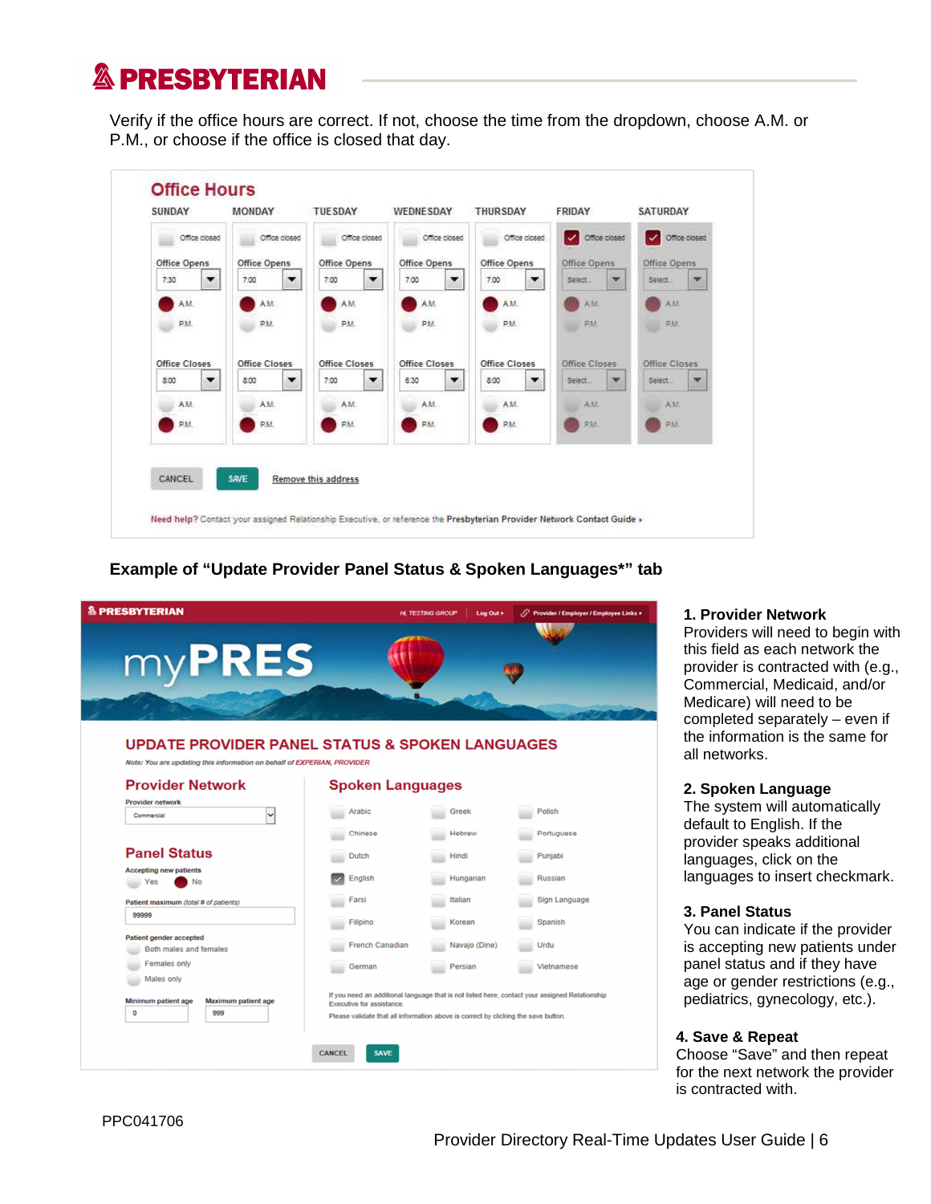Verify if the office hours are correct. If not, choose the time from the dropdown, choose A.M. or P.M., or choose if the office is closed that day.

**Example of "Update Provider Panel Status & Spoken Languages*" tab**

**1. Provider Network**
Providers will need to begin with this field as each network the provider is contracted with (e.g., Commercial, Medicaid, and/or Medicare) will need to be completed separately – even if the information is the same for all networks.

**2. Spoken Language**
The system will automatically default to English. If the provider speaks additional languages, click on the languages to insert checkmark.

**3. Panel Status**
You can indicate if the provider is accepting new patients under panel status and if they have age or gender restrictions (e.g., pediatrics, gynecology, etc.).

**4. Save & Repeat**
Choose "Save" and then repeat for the next network the provider is contracted with.

PPC041706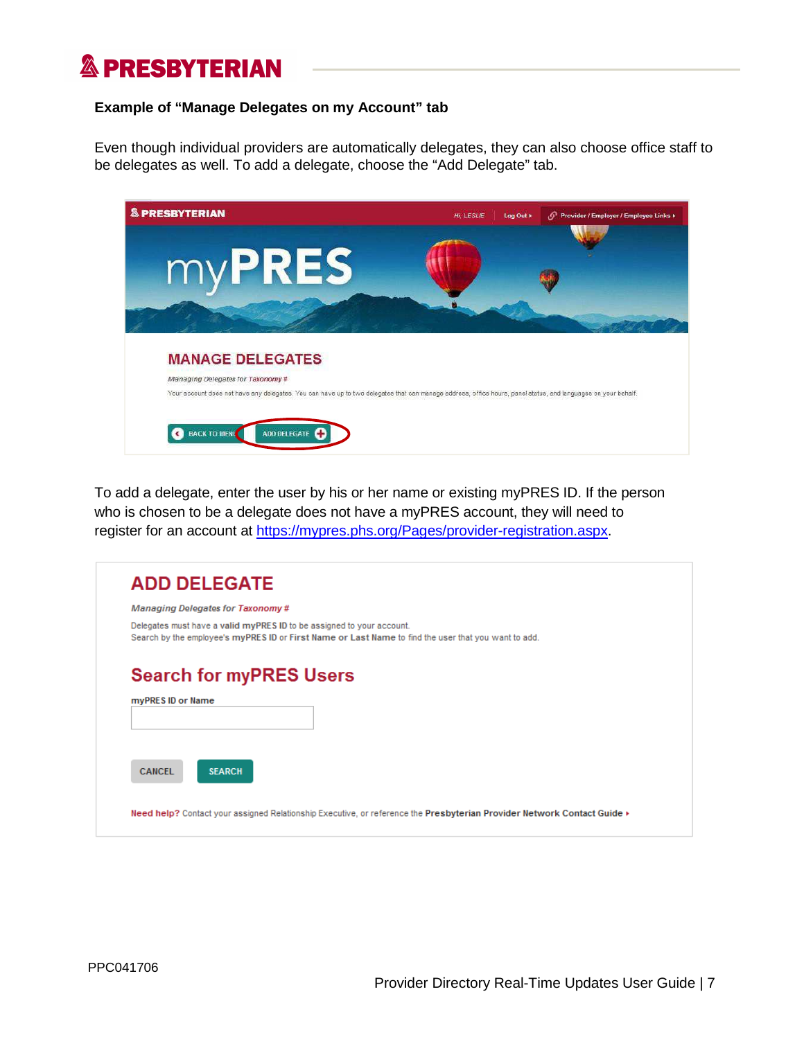**Example of "Manage Delegates on my Account" tab**

Even though individual providers are automatically delegates, they can also choose office staff to be delegates as well. To add a delegate, choose the "Add Delegate" tab.

To add a delegate, enter the user by his or her name or existing myPRES ID. If the person who is chosen to be a delegate does not have a myPRES account, they will need to register for an account at https://mypres.phs.org/Pages/provider-registration.aspx.

PPC041706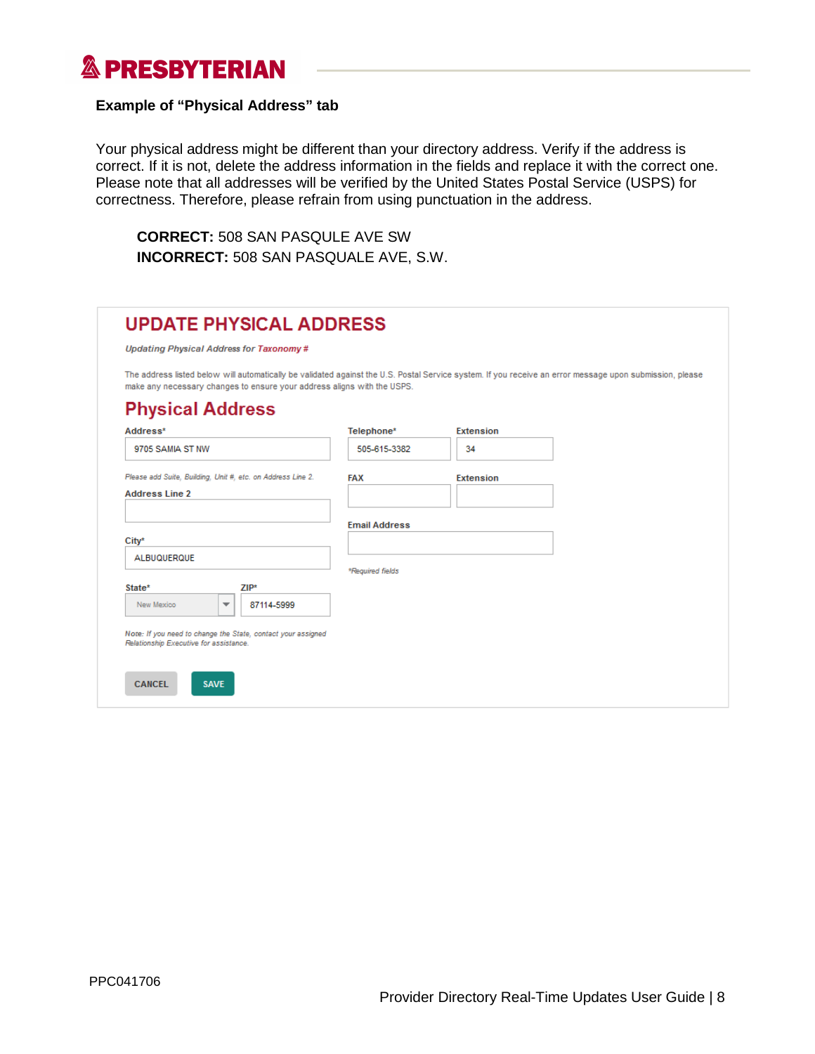**Example of "Physical Address" tab**

Your physical address might be different than your directory address. Verify if the address is correct. If it is not, delete the address information in the fields and replace it with the correct one. Please note that all addresses will be verified by the United States Postal Service (USPS) for correctness. Therefore, please refrain from using punctuation in the address.

> **CORRECT:** 508 SAN PASQULE AVE SW
> **INCORRECT:** 508 SAN PASQUALE AVE, S.W.

## UPDATE PHYSICAL ADDRESS

*Updating Physical Address for Taxonomy #*

The address listed below will automatically be validated against the U.S. Postal Service system. If you receive an error message upon submission, please make any necessary changes to ensure your address aligns with the USPS.

### Physical Address

**Address***
9705 SAMIA ST NW

*Please add Suite, Building, Unit #, etc. on Address Line 2.*

**Address Line 2**

**City***
ALBUQUERQUE

**State***
New Mexico

**ZIP***
87114-5999

*Note: If you need to change the State, contact your assigned Relationship Executive for assistance.*

**Telephone***
505-615-3382

**Extension**
34

**FAX**

**Extension**

**Email Address**

*\*Required fields*

CANCEL SAVE

PPC041706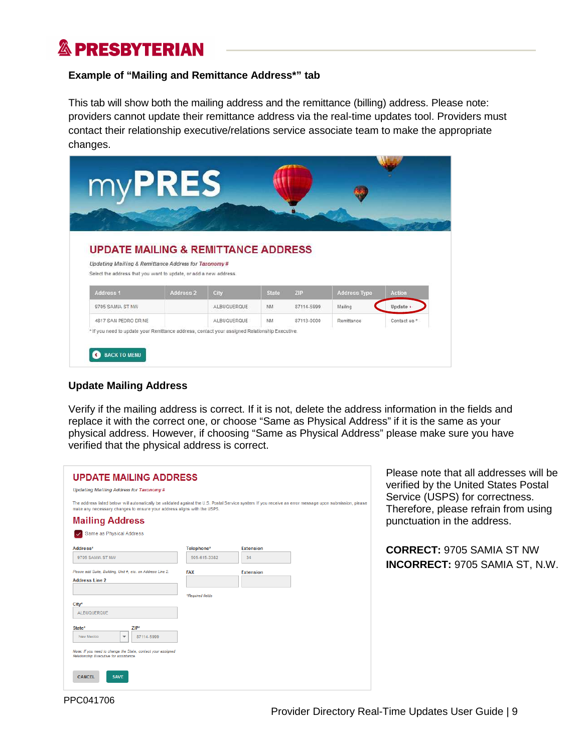### Example of "Mailing and Remittance Address*" tab

This tab will show both the mailing address and the remittance (billing) address. Please note: providers cannot update their remittance address via the real-time updates tool. Providers must contact their relationship executive/relations service associate team to make the appropriate changes.

myPRES

UPDATE MAILING & REMITTANCE ADDRESS

*Updating Mailing & Remittance Address for Taxonomy #*

Select the address that you want to update, or add a new address.

| Address 1 | Address 2 | City | State | ZIP | Address Type | Action |
|---|---|---|---|---|---|---|
| 9705 SAMIA ST NW | | ALBUQUERQUE | NM | 87114-5999 | Mailing | Update ▸ |
| 4817 SAN PEDRO DR NE | | ALBUQUERQUE | NM | 87113-0000 | Remittance | Contact us * |

* If you need to update your Remittance address, contact your assigned Relationship Executive.

BACK TO MENU

### Update Mailing Address

Verify if the mailing address is correct. If it is not, delete the address information in the fields and replace it with the correct one, or choose "Same as Physical Address" if it is the same as your physical address. However, if choosing "Same as Physical Address" please make sure you have verified that the physical address is correct.

UPDATE MAILING ADDRESS

*Updating Mailing Address for Taxonomy #*

The address listed below will automatically be validated against the U.S. Postal Service system. If you receive an error message upon submission, please make any necessary changes to ensure your address aligns with the USPS.

Mailing Address

☑ Same as Physical Address

Address*: 9705 SAMIA ST NW

*Please add Suite, Building, Unit #, etc. on Address Line 2.*

Address Line 2:

City*: ALBUQUERQUE

State*: New Mexico ZIP*: 87114-5999

*Note: If you need to change the State, contact your assigned Relationship Executive for assistance.*

Telephone*: 505-615-3382 Extension: 34

FAX: Extension:

*Required fields

CANCEL SAVE

Please note that all addresses will be verified by the United States Postal Service (USPS) for correctness. Therefore, please refrain from using punctuation in the address.

**CORRECT:** 9705 SAMIA ST NW
**INCORRECT:** 9705 SAMIA ST, N.W.

PPC041706